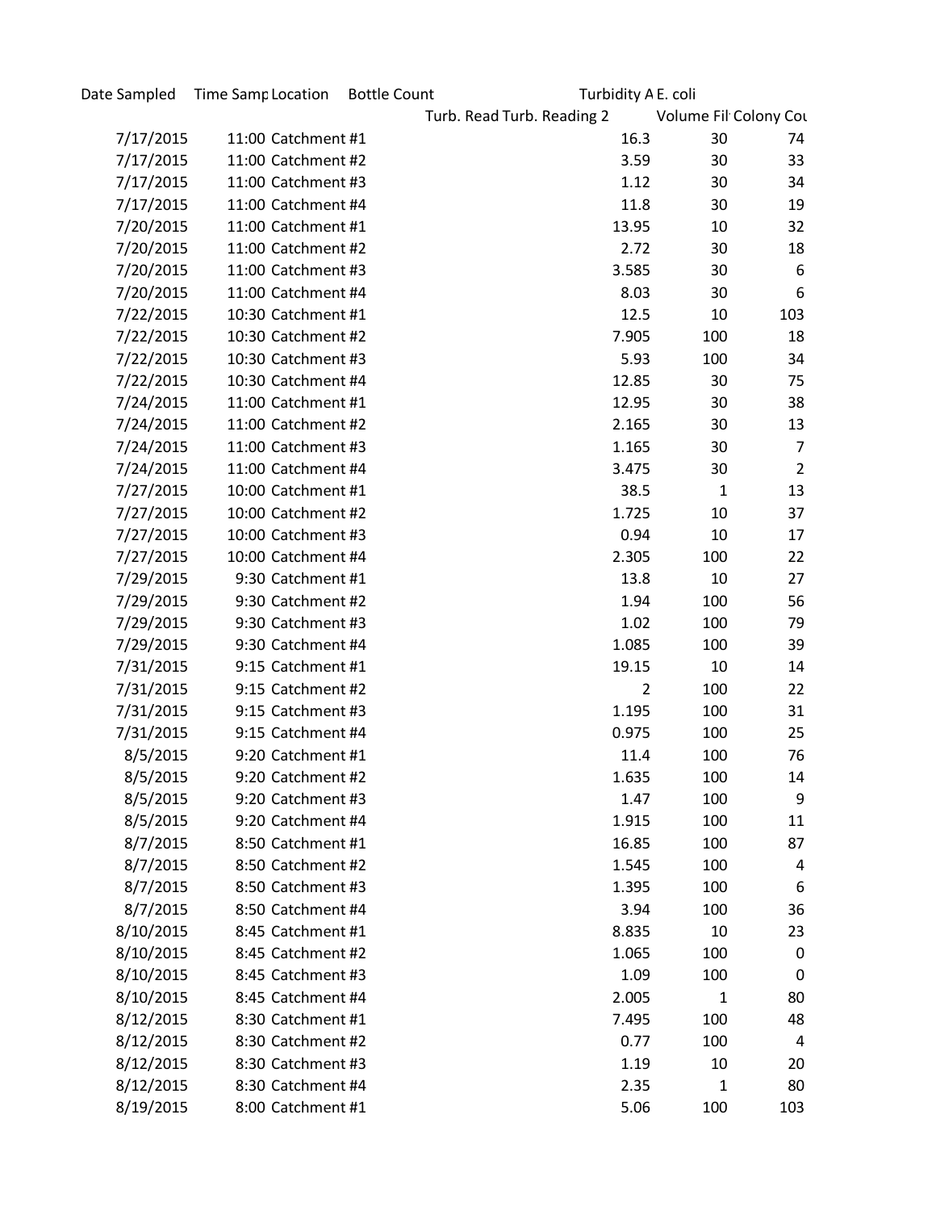| Date Sampled | Time Samp | Location | Bottle Count | | | Turbidity A | E. coli | |
|---|---|---|---|---|---|---|---|---|
| | | | | Turb. Read | Turb. Reading 2 | | Volume Fil | Colony Cou |
| 7/17/2015 | 11:00 | Catchment #1 | | | | 16.3 | 30 | 74 |
| 7/17/2015 | 11:00 | Catchment #2 | | | | 3.59 | 30 | 33 |
| 7/17/2015 | 11:00 | Catchment #3 | | | | 1.12 | 30 | 34 |
| 7/17/2015 | 11:00 | Catchment #4 | | | | 11.8 | 30 | 19 |
| 7/20/2015 | 11:00 | Catchment #1 | | | | 13.95 | 10 | 32 |
| 7/20/2015 | 11:00 | Catchment #2 | | | | 2.72 | 30 | 18 |
| 7/20/2015 | 11:00 | Catchment #3 | | | | 3.585 | 30 | 6 |
| 7/20/2015 | 11:00 | Catchment #4 | | | | 8.03 | 30 | 6 |
| 7/22/2015 | 10:30 | Catchment #1 | | | | 12.5 | 10 | 103 |
| 7/22/2015 | 10:30 | Catchment #2 | | | | 7.905 | 100 | 18 |
| 7/22/2015 | 10:30 | Catchment #3 | | | | 5.93 | 100 | 34 |
| 7/22/2015 | 10:30 | Catchment #4 | | | | 12.85 | 30 | 75 |
| 7/24/2015 | 11:00 | Catchment #1 | | | | 12.95 | 30 | 38 |
| 7/24/2015 | 11:00 | Catchment #2 | | | | 2.165 | 30 | 13 |
| 7/24/2015 | 11:00 | Catchment #3 | | | | 1.165 | 30 | 7 |
| 7/24/2015 | 11:00 | Catchment #4 | | | | 3.475 | 30 | 2 |
| 7/27/2015 | 10:00 | Catchment #1 | | | | 38.5 | 1 | 13 |
| 7/27/2015 | 10:00 | Catchment #2 | | | | 1.725 | 10 | 37 |
| 7/27/2015 | 10:00 | Catchment #3 | | | | 0.94 | 10 | 17 |
| 7/27/2015 | 10:00 | Catchment #4 | | | | 2.305 | 100 | 22 |
| 7/29/2015 | 9:30 | Catchment #1 | | | | 13.8 | 10 | 27 |
| 7/29/2015 | 9:30 | Catchment #2 | | | | 1.94 | 100 | 56 |
| 7/29/2015 | 9:30 | Catchment #3 | | | | 1.02 | 100 | 79 |
| 7/29/2015 | 9:30 | Catchment #4 | | | | 1.085 | 100 | 39 |
| 7/31/2015 | 9:15 | Catchment #1 | | | | 19.15 | 10 | 14 |
| 7/31/2015 | 9:15 | Catchment #2 | | | | 2 | 100 | 22 |
| 7/31/2015 | 9:15 | Catchment #3 | | | | 1.195 | 100 | 31 |
| 7/31/2015 | 9:15 | Catchment #4 | | | | 0.975 | 100 | 25 |
| 8/5/2015 | 9:20 | Catchment #1 | | | | 11.4 | 100 | 76 |
| 8/5/2015 | 9:20 | Catchment #2 | | | | 1.635 | 100 | 14 |
| 8/5/2015 | 9:20 | Catchment #3 | | | | 1.47 | 100 | 9 |
| 8/5/2015 | 9:20 | Catchment #4 | | | | 1.915 | 100 | 11 |
| 8/7/2015 | 8:50 | Catchment #1 | | | | 16.85 | 100 | 87 |
| 8/7/2015 | 8:50 | Catchment #2 | | | | 1.545 | 100 | 4 |
| 8/7/2015 | 8:50 | Catchment #3 | | | | 1.395 | 100 | 6 |
| 8/7/2015 | 8:50 | Catchment #4 | | | | 3.94 | 100 | 36 |
| 8/10/2015 | 8:45 | Catchment #1 | | | | 8.835 | 10 | 23 |
| 8/10/2015 | 8:45 | Catchment #2 | | | | 1.065 | 100 | 0 |
| 8/10/2015 | 8:45 | Catchment #3 | | | | 1.09 | 100 | 0 |
| 8/10/2015 | 8:45 | Catchment #4 | | | | 2.005 | 1 | 80 |
| 8/12/2015 | 8:30 | Catchment #1 | | | | 7.495 | 100 | 48 |
| 8/12/2015 | 8:30 | Catchment #2 | | | | 0.77 | 100 | 4 |
| 8/12/2015 | 8:30 | Catchment #3 | | | | 1.19 | 10 | 20 |
| 8/12/2015 | 8:30 | Catchment #4 | | | | 2.35 | 1 | 80 |
| 8/19/2015 | 8:00 | Catchment #1 | | | | 5.06 | 100 | 103 |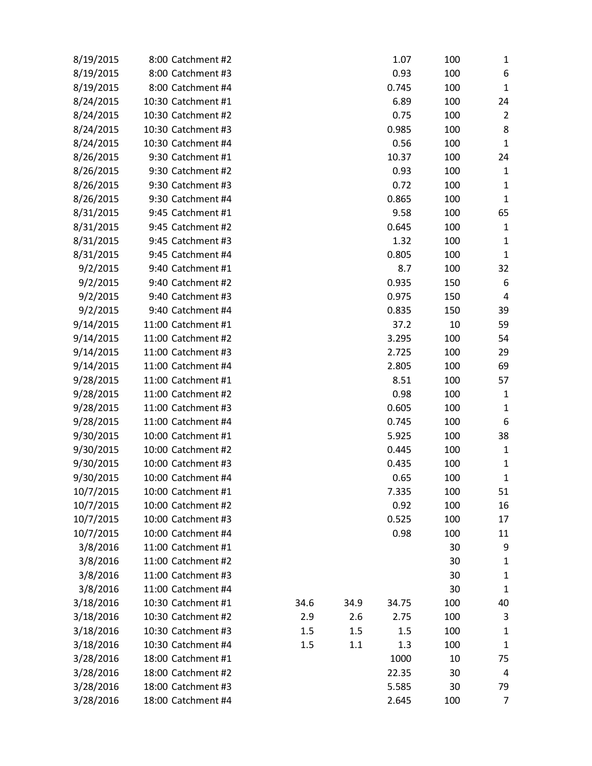| | | | | | | | |
|---|---|---|---|---|---|---|---|
| 8/19/2015 | 8:00 | Catchment #2 | | | 1.07 | 100 | 1 |
| 8/19/2015 | 8:00 | Catchment #3 | | | 0.93 | 100 | 6 |
| 8/19/2015 | 8:00 | Catchment #4 | | | 0.745 | 100 | 1 |
| 8/24/2015 | 10:30 | Catchment #1 | | | 6.89 | 100 | 24 |
| 8/24/2015 | 10:30 | Catchment #2 | | | 0.75 | 100 | 2 |
| 8/24/2015 | 10:30 | Catchment #3 | | | 0.985 | 100 | 8 |
| 8/24/2015 | 10:30 | Catchment #4 | | | 0.56 | 100 | 1 |
| 8/26/2015 | 9:30 | Catchment #1 | | | 10.37 | 100 | 24 |
| 8/26/2015 | 9:30 | Catchment #2 | | | 0.93 | 100 | 1 |
| 8/26/2015 | 9:30 | Catchment #3 | | | 0.72 | 100 | 1 |
| 8/26/2015 | 9:30 | Catchment #4 | | | 0.865 | 100 | 1 |
| 8/31/2015 | 9:45 | Catchment #1 | | | 9.58 | 100 | 65 |
| 8/31/2015 | 9:45 | Catchment #2 | | | 0.645 | 100 | 1 |
| 8/31/2015 | 9:45 | Catchment #3 | | | 1.32 | 100 | 1 |
| 8/31/2015 | 9:45 | Catchment #4 | | | 0.805 | 100 | 1 |
| 9/2/2015 | 9:40 | Catchment #1 | | | 8.7 | 100 | 32 |
| 9/2/2015 | 9:40 | Catchment #2 | | | 0.935 | 150 | 6 |
| 9/2/2015 | 9:40 | Catchment #3 | | | 0.975 | 150 | 4 |
| 9/2/2015 | 9:40 | Catchment #4 | | | 0.835 | 150 | 39 |
| 9/14/2015 | 11:00 | Catchment #1 | | | 37.2 | 10 | 59 |
| 9/14/2015 | 11:00 | Catchment #2 | | | 3.295 | 100 | 54 |
| 9/14/2015 | 11:00 | Catchment #3 | | | 2.725 | 100 | 29 |
| 9/14/2015 | 11:00 | Catchment #4 | | | 2.805 | 100 | 69 |
| 9/28/2015 | 11:00 | Catchment #1 | | | 8.51 | 100 | 57 |
| 9/28/2015 | 11:00 | Catchment #2 | | | 0.98 | 100 | 1 |
| 9/28/2015 | 11:00 | Catchment #3 | | | 0.605 | 100 | 1 |
| 9/28/2015 | 11:00 | Catchment #4 | | | 0.745 | 100 | 6 |
| 9/30/2015 | 10:00 | Catchment #1 | | | 5.925 | 100 | 38 |
| 9/30/2015 | 10:00 | Catchment #2 | | | 0.445 | 100 | 1 |
| 9/30/2015 | 10:00 | Catchment #3 | | | 0.435 | 100 | 1 |
| 9/30/2015 | 10:00 | Catchment #4 | | | 0.65 | 100 | 1 |
| 10/7/2015 | 10:00 | Catchment #1 | | | 7.335 | 100 | 51 |
| 10/7/2015 | 10:00 | Catchment #2 | | | 0.92 | 100 | 16 |
| 10/7/2015 | 10:00 | Catchment #3 | | | 0.525 | 100 | 17 |
| 10/7/2015 | 10:00 | Catchment #4 | | | 0.98 | 100 | 11 |
| 3/8/2016 | 11:00 | Catchment #1 | | | | 30 | 9 |
| 3/8/2016 | 11:00 | Catchment #2 | | | | 30 | 1 |
| 3/8/2016 | 11:00 | Catchment #3 | | | | 30 | 1 |
| 3/8/2016 | 11:00 | Catchment #4 | | | | 30 | 1 |
| 3/18/2016 | 10:30 | Catchment #1 | 34.6 | 34.9 | 34.75 | 100 | 40 |
| 3/18/2016 | 10:30 | Catchment #2 | 2.9 | 2.6 | 2.75 | 100 | 3 |
| 3/18/2016 | 10:30 | Catchment #3 | 1.5 | 1.5 | 1.5 | 100 | 1 |
| 3/18/2016 | 10:30 | Catchment #4 | 1.5 | 1.1 | 1.3 | 100 | 1 |
| 3/28/2016 | 18:00 | Catchment #1 | | | 1000 | 10 | 75 |
| 3/28/2016 | 18:00 | Catchment #2 | | | 22.35 | 30 | 4 |
| 3/28/2016 | 18:00 | Catchment #3 | | | 5.585 | 30 | 79 |
| 3/28/2016 | 18:00 | Catchment #4 | | | 2.645 | 100 | 7 |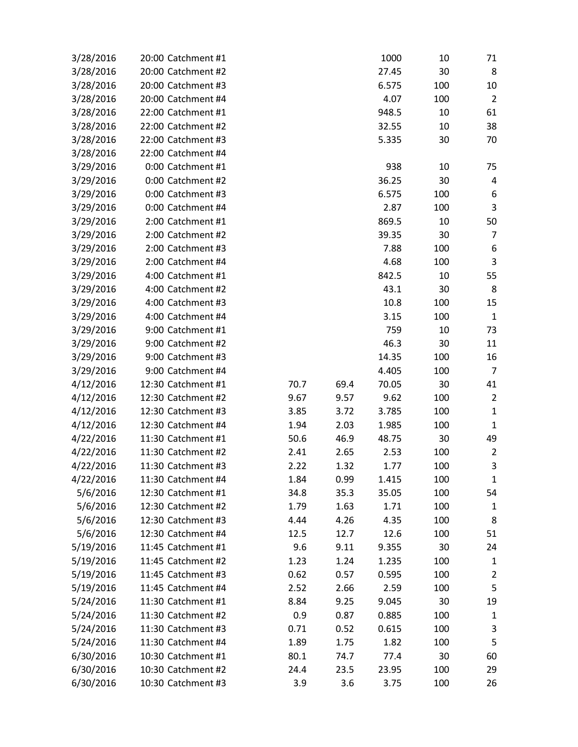| | | | | | | | |
|---|---|---|---|---|---|---|---|
| 3/28/2016 | 20:00 | Catchment #1 | | | 1000 | 10 | 71 |
| 3/28/2016 | 20:00 | Catchment #2 | | | 27.45 | 30 | 8 |
| 3/28/2016 | 20:00 | Catchment #3 | | | 6.575 | 100 | 10 |
| 3/28/2016 | 20:00 | Catchment #4 | | | 4.07 | 100 | 2 |
| 3/28/2016 | 22:00 | Catchment #1 | | | 948.5 | 10 | 61 |
| 3/28/2016 | 22:00 | Catchment #2 | | | 32.55 | 10 | 38 |
| 3/28/2016 | 22:00 | Catchment #3 | | | 5.335 | 30 | 70 |
| 3/28/2016 | 22:00 | Catchment #4 | | | | | |
| 3/29/2016 | 0:00 | Catchment #1 | | | 938 | 10 | 75 |
| 3/29/2016 | 0:00 | Catchment #2 | | | 36.25 | 30 | 4 |
| 3/29/2016 | 0:00 | Catchment #3 | | | 6.575 | 100 | 6 |
| 3/29/2016 | 0:00 | Catchment #4 | | | 2.87 | 100 | 3 |
| 3/29/2016 | 2:00 | Catchment #1 | | | 869.5 | 10 | 50 |
| 3/29/2016 | 2:00 | Catchment #2 | | | 39.35 | 30 | 7 |
| 3/29/2016 | 2:00 | Catchment #3 | | | 7.88 | 100 | 6 |
| 3/29/2016 | 2:00 | Catchment #4 | | | 4.68 | 100 | 3 |
| 3/29/2016 | 4:00 | Catchment #1 | | | 842.5 | 10 | 55 |
| 3/29/2016 | 4:00 | Catchment #2 | | | 43.1 | 30 | 8 |
| 3/29/2016 | 4:00 | Catchment #3 | | | 10.8 | 100 | 15 |
| 3/29/2016 | 4:00 | Catchment #4 | | | 3.15 | 100 | 1 |
| 3/29/2016 | 9:00 | Catchment #1 | | | 759 | 10 | 73 |
| 3/29/2016 | 9:00 | Catchment #2 | | | 46.3 | 30 | 11 |
| 3/29/2016 | 9:00 | Catchment #3 | | | 14.35 | 100 | 16 |
| 3/29/2016 | 9:00 | Catchment #4 | | | 4.405 | 100 | 7 |
| 4/12/2016 | 12:30 | Catchment #1 | 70.7 | 69.4 | 70.05 | 30 | 41 |
| 4/12/2016 | 12:30 | Catchment #2 | 9.67 | 9.57 | 9.62 | 100 | 2 |
| 4/12/2016 | 12:30 | Catchment #3 | 3.85 | 3.72 | 3.785 | 100 | 1 |
| 4/12/2016 | 12:30 | Catchment #4 | 1.94 | 2.03 | 1.985 | 100 | 1 |
| 4/22/2016 | 11:30 | Catchment #1 | 50.6 | 46.9 | 48.75 | 30 | 49 |
| 4/22/2016 | 11:30 | Catchment #2 | 2.41 | 2.65 | 2.53 | 100 | 2 |
| 4/22/2016 | 11:30 | Catchment #3 | 2.22 | 1.32 | 1.77 | 100 | 3 |
| 4/22/2016 | 11:30 | Catchment #4 | 1.84 | 0.99 | 1.415 | 100 | 1 |
| 5/6/2016 | 12:30 | Catchment #1 | 34.8 | 35.3 | 35.05 | 100 | 54 |
| 5/6/2016 | 12:30 | Catchment #2 | 1.79 | 1.63 | 1.71 | 100 | 1 |
| 5/6/2016 | 12:30 | Catchment #3 | 4.44 | 4.26 | 4.35 | 100 | 8 |
| 5/6/2016 | 12:30 | Catchment #4 | 12.5 | 12.7 | 12.6 | 100 | 51 |
| 5/19/2016 | 11:45 | Catchment #1 | 9.6 | 9.11 | 9.355 | 30 | 24 |
| 5/19/2016 | 11:45 | Catchment #2 | 1.23 | 1.24 | 1.235 | 100 | 1 |
| 5/19/2016 | 11:45 | Catchment #3 | 0.62 | 0.57 | 0.595 | 100 | 2 |
| 5/19/2016 | 11:45 | Catchment #4 | 2.52 | 2.66 | 2.59 | 100 | 5 |
| 5/24/2016 | 11:30 | Catchment #1 | 8.84 | 9.25 | 9.045 | 30 | 19 |
| 5/24/2016 | 11:30 | Catchment #2 | 0.9 | 0.87 | 0.885 | 100 | 1 |
| 5/24/2016 | 11:30 | Catchment #3 | 0.71 | 0.52 | 0.615 | 100 | 3 |
| 5/24/2016 | 11:30 | Catchment #4 | 1.89 | 1.75 | 1.82 | 100 | 5 |
| 6/30/2016 | 10:30 | Catchment #1 | 80.1 | 74.7 | 77.4 | 30 | 60 |
| 6/30/2016 | 10:30 | Catchment #2 | 24.4 | 23.5 | 23.95 | 100 | 29 |
| 6/30/2016 | 10:30 | Catchment #3 | 3.9 | 3.6 | 3.75 | 100 | 26 |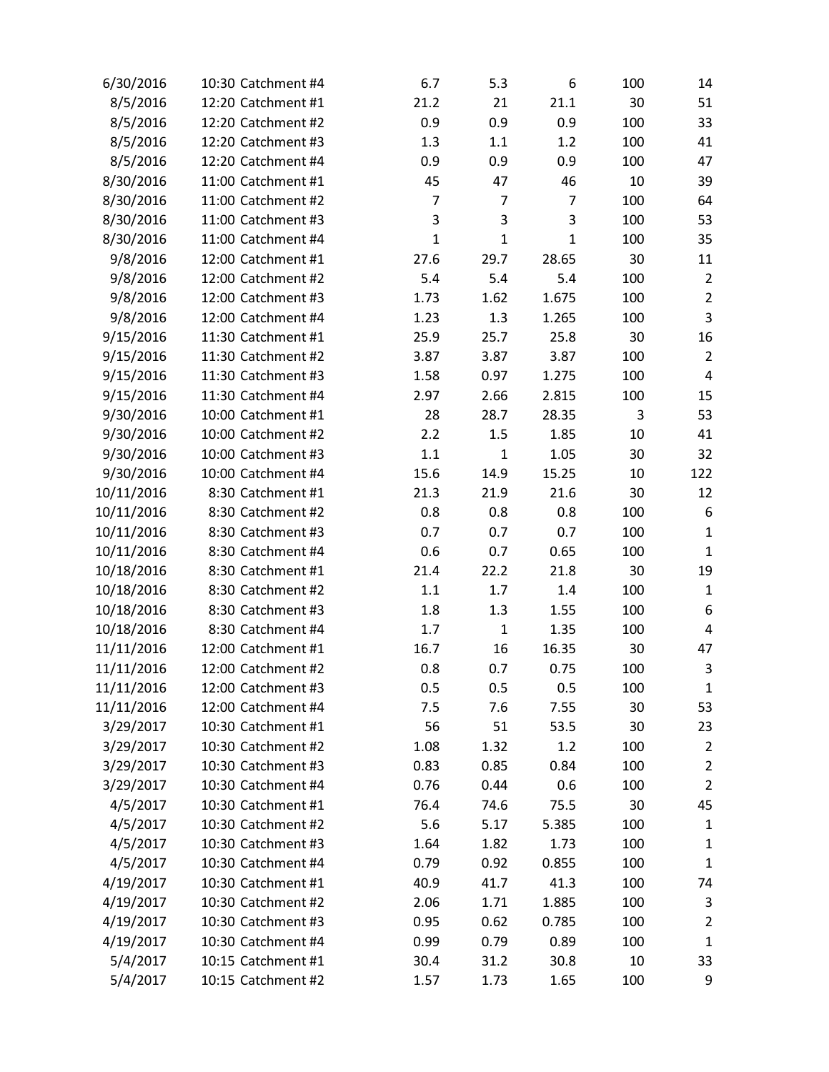| | | | | | | | |
|---|---|---|---|---|---|---|---|
| 6/30/2016 | 10:30 | Catchment #4 | 6.7 | 5.3 | 6 | 100 | 14 |
| 8/5/2016 | 12:20 | Catchment #1 | 21.2 | 21 | 21.1 | 30 | 51 |
| 8/5/2016 | 12:20 | Catchment #2 | 0.9 | 0.9 | 0.9 | 100 | 33 |
| 8/5/2016 | 12:20 | Catchment #3 | 1.3 | 1.1 | 1.2 | 100 | 41 |
| 8/5/2016 | 12:20 | Catchment #4 | 0.9 | 0.9 | 0.9 | 100 | 47 |
| 8/30/2016 | 11:00 | Catchment #1 | 45 | 47 | 46 | 10 | 39 |
| 8/30/2016 | 11:00 | Catchment #2 | 7 | 7 | 7 | 100 | 64 |
| 8/30/2016 | 11:00 | Catchment #3 | 3 | 3 | 3 | 100 | 53 |
| 8/30/2016 | 11:00 | Catchment #4 | 1 | 1 | 1 | 100 | 35 |
| 9/8/2016 | 12:00 | Catchment #1 | 27.6 | 29.7 | 28.65 | 30 | 11 |
| 9/8/2016 | 12:00 | Catchment #2 | 5.4 | 5.4 | 5.4 | 100 | 2 |
| 9/8/2016 | 12:00 | Catchment #3 | 1.73 | 1.62 | 1.675 | 100 | 2 |
| 9/8/2016 | 12:00 | Catchment #4 | 1.23 | 1.3 | 1.265 | 100 | 3 |
| 9/15/2016 | 11:30 | Catchment #1 | 25.9 | 25.7 | 25.8 | 30 | 16 |
| 9/15/2016 | 11:30 | Catchment #2 | 3.87 | 3.87 | 3.87 | 100 | 2 |
| 9/15/2016 | 11:30 | Catchment #3 | 1.58 | 0.97 | 1.275 | 100 | 4 |
| 9/15/2016 | 11:30 | Catchment #4 | 2.97 | 2.66 | 2.815 | 100 | 15 |
| 9/30/2016 | 10:00 | Catchment #1 | 28 | 28.7 | 28.35 | 3 | 53 |
| 9/30/2016 | 10:00 | Catchment #2 | 2.2 | 1.5 | 1.85 | 10 | 41 |
| 9/30/2016 | 10:00 | Catchment #3 | 1.1 | 1 | 1.05 | 30 | 32 |
| 9/30/2016 | 10:00 | Catchment #4 | 15.6 | 14.9 | 15.25 | 10 | 122 |
| 10/11/2016 | 8:30 | Catchment #1 | 21.3 | 21.9 | 21.6 | 30 | 12 |
| 10/11/2016 | 8:30 | Catchment #2 | 0.8 | 0.8 | 0.8 | 100 | 6 |
| 10/11/2016 | 8:30 | Catchment #3 | 0.7 | 0.7 | 0.7 | 100 | 1 |
| 10/11/2016 | 8:30 | Catchment #4 | 0.6 | 0.7 | 0.65 | 100 | 1 |
| 10/18/2016 | 8:30 | Catchment #1 | 21.4 | 22.2 | 21.8 | 30 | 19 |
| 10/18/2016 | 8:30 | Catchment #2 | 1.1 | 1.7 | 1.4 | 100 | 1 |
| 10/18/2016 | 8:30 | Catchment #3 | 1.8 | 1.3 | 1.55 | 100 | 6 |
| 10/18/2016 | 8:30 | Catchment #4 | 1.7 | 1 | 1.35 | 100 | 4 |
| 11/11/2016 | 12:00 | Catchment #1 | 16.7 | 16 | 16.35 | 30 | 47 |
| 11/11/2016 | 12:00 | Catchment #2 | 0.8 | 0.7 | 0.75 | 100 | 3 |
| 11/11/2016 | 12:00 | Catchment #3 | 0.5 | 0.5 | 0.5 | 100 | 1 |
| 11/11/2016 | 12:00 | Catchment #4 | 7.5 | 7.6 | 7.55 | 30 | 53 |
| 3/29/2017 | 10:30 | Catchment #1 | 56 | 51 | 53.5 | 30 | 23 |
| 3/29/2017 | 10:30 | Catchment #2 | 1.08 | 1.32 | 1.2 | 100 | 2 |
| 3/29/2017 | 10:30 | Catchment #3 | 0.83 | 0.85 | 0.84 | 100 | 2 |
| 3/29/2017 | 10:30 | Catchment #4 | 0.76 | 0.44 | 0.6 | 100 | 2 |
| 4/5/2017 | 10:30 | Catchment #1 | 76.4 | 74.6 | 75.5 | 30 | 45 |
| 4/5/2017 | 10:30 | Catchment #2 | 5.6 | 5.17 | 5.385 | 100 | 1 |
| 4/5/2017 | 10:30 | Catchment #3 | 1.64 | 1.82 | 1.73 | 100 | 1 |
| 4/5/2017 | 10:30 | Catchment #4 | 0.79 | 0.92 | 0.855 | 100 | 1 |
| 4/19/2017 | 10:30 | Catchment #1 | 40.9 | 41.7 | 41.3 | 100 | 74 |
| 4/19/2017 | 10:30 | Catchment #2 | 2.06 | 1.71 | 1.885 | 100 | 3 |
| 4/19/2017 | 10:30 | Catchment #3 | 0.95 | 0.62 | 0.785 | 100 | 2 |
| 4/19/2017 | 10:30 | Catchment #4 | 0.99 | 0.79 | 0.89 | 100 | 1 |
| 5/4/2017 | 10:15 | Catchment #1 | 30.4 | 31.2 | 30.8 | 10 | 33 |
| 5/4/2017 | 10:15 | Catchment #2 | 1.57 | 1.73 | 1.65 | 100 | 9 |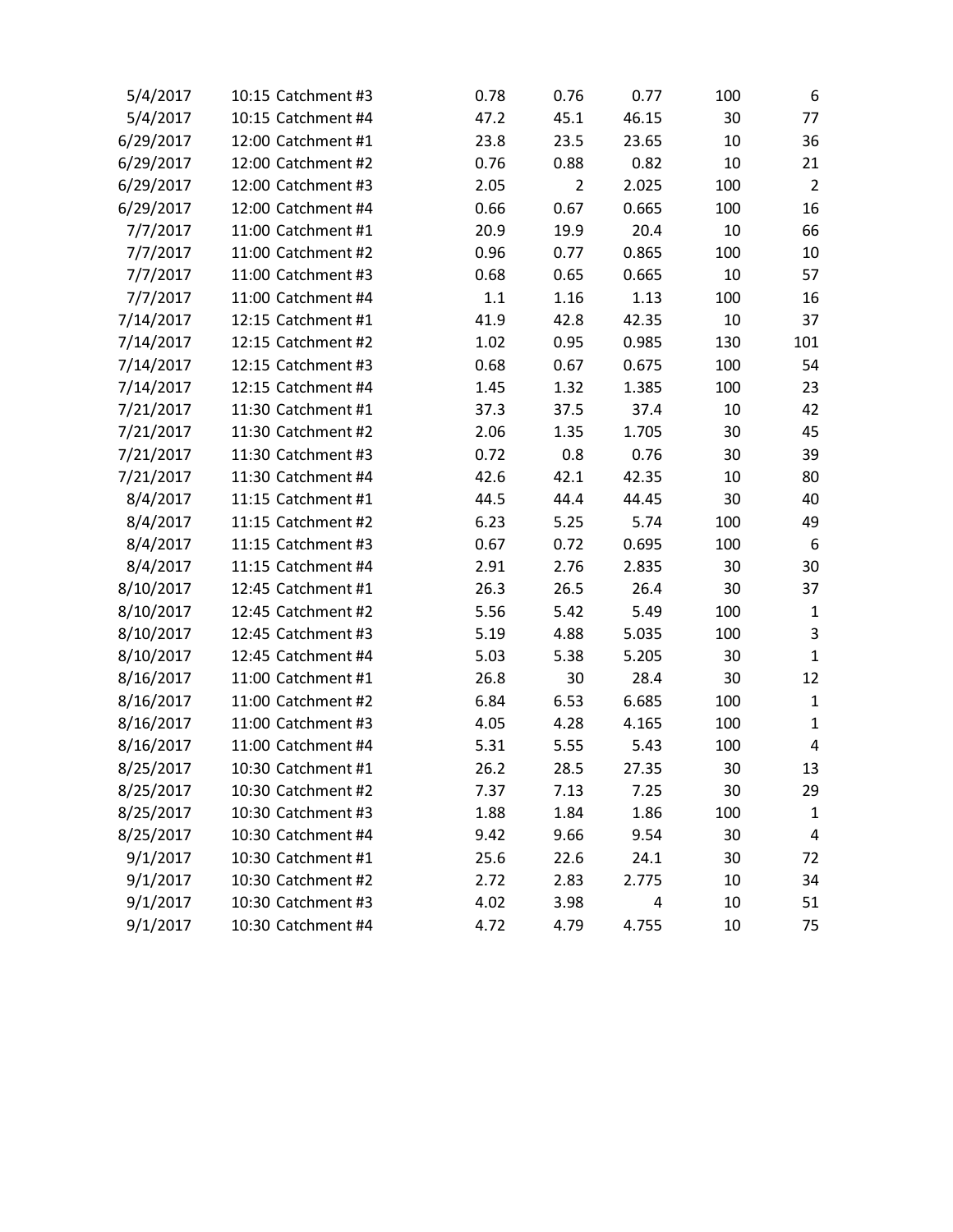| | | | | | | | |
|---|---|---|---|---|---|---|---|
| 5/4/2017 | 10:15 | Catchment #3 | 0.78 | 0.76 | 0.77 | 100 | 6 |
| 5/4/2017 | 10:15 | Catchment #4 | 47.2 | 45.1 | 46.15 | 30 | 77 |
| 6/29/2017 | 12:00 | Catchment #1 | 23.8 | 23.5 | 23.65 | 10 | 36 |
| 6/29/2017 | 12:00 | Catchment #2 | 0.76 | 0.88 | 0.82 | 10 | 21 |
| 6/29/2017 | 12:00 | Catchment #3 | 2.05 | 2 | 2.025 | 100 | 2 |
| 6/29/2017 | 12:00 | Catchment #4 | 0.66 | 0.67 | 0.665 | 100 | 16 |
| 7/7/2017 | 11:00 | Catchment #1 | 20.9 | 19.9 | 20.4 | 10 | 66 |
| 7/7/2017 | 11:00 | Catchment #2 | 0.96 | 0.77 | 0.865 | 100 | 10 |
| 7/7/2017 | 11:00 | Catchment #3 | 0.68 | 0.65 | 0.665 | 10 | 57 |
| 7/7/2017 | 11:00 | Catchment #4 | 1.1 | 1.16 | 1.13 | 100 | 16 |
| 7/14/2017 | 12:15 | Catchment #1 | 41.9 | 42.8 | 42.35 | 10 | 37 |
| 7/14/2017 | 12:15 | Catchment #2 | 1.02 | 0.95 | 0.985 | 130 | 101 |
| 7/14/2017 | 12:15 | Catchment #3 | 0.68 | 0.67 | 0.675 | 100 | 54 |
| 7/14/2017 | 12:15 | Catchment #4 | 1.45 | 1.32 | 1.385 | 100 | 23 |
| 7/21/2017 | 11:30 | Catchment #1 | 37.3 | 37.5 | 37.4 | 10 | 42 |
| 7/21/2017 | 11:30 | Catchment #2 | 2.06 | 1.35 | 1.705 | 30 | 45 |
| 7/21/2017 | 11:30 | Catchment #3 | 0.72 | 0.8 | 0.76 | 30 | 39 |
| 7/21/2017 | 11:30 | Catchment #4 | 42.6 | 42.1 | 42.35 | 10 | 80 |
| 8/4/2017 | 11:15 | Catchment #1 | 44.5 | 44.4 | 44.45 | 30 | 40 |
| 8/4/2017 | 11:15 | Catchment #2 | 6.23 | 5.25 | 5.74 | 100 | 49 |
| 8/4/2017 | 11:15 | Catchment #3 | 0.67 | 0.72 | 0.695 | 100 | 6 |
| 8/4/2017 | 11:15 | Catchment #4 | 2.91 | 2.76 | 2.835 | 30 | 30 |
| 8/10/2017 | 12:45 | Catchment #1 | 26.3 | 26.5 | 26.4 | 30 | 37 |
| 8/10/2017 | 12:45 | Catchment #2 | 5.56 | 5.42 | 5.49 | 100 | 1 |
| 8/10/2017 | 12:45 | Catchment #3 | 5.19 | 4.88 | 5.035 | 100 | 3 |
| 8/10/2017 | 12:45 | Catchment #4 | 5.03 | 5.38 | 5.205 | 30 | 1 |
| 8/16/2017 | 11:00 | Catchment #1 | 26.8 | 30 | 28.4 | 30 | 12 |
| 8/16/2017 | 11:00 | Catchment #2 | 6.84 | 6.53 | 6.685 | 100 | 1 |
| 8/16/2017 | 11:00 | Catchment #3 | 4.05 | 4.28 | 4.165 | 100 | 1 |
| 8/16/2017 | 11:00 | Catchment #4 | 5.31 | 5.55 | 5.43 | 100 | 4 |
| 8/25/2017 | 10:30 | Catchment #1 | 26.2 | 28.5 | 27.35 | 30 | 13 |
| 8/25/2017 | 10:30 | Catchment #2 | 7.37 | 7.13 | 7.25 | 30 | 29 |
| 8/25/2017 | 10:30 | Catchment #3 | 1.88 | 1.84 | 1.86 | 100 | 1 |
| 8/25/2017 | 10:30 | Catchment #4 | 9.42 | 9.66 | 9.54 | 30 | 4 |
| 9/1/2017 | 10:30 | Catchment #1 | 25.6 | 22.6 | 24.1 | 30 | 72 |
| 9/1/2017 | 10:30 | Catchment #2 | 2.72 | 2.83 | 2.775 | 10 | 34 |
| 9/1/2017 | 10:30 | Catchment #3 | 4.02 | 3.98 | 4 | 10 | 51 |
| 9/1/2017 | 10:30 | Catchment #4 | 4.72 | 4.79 | 4.755 | 10 | 75 |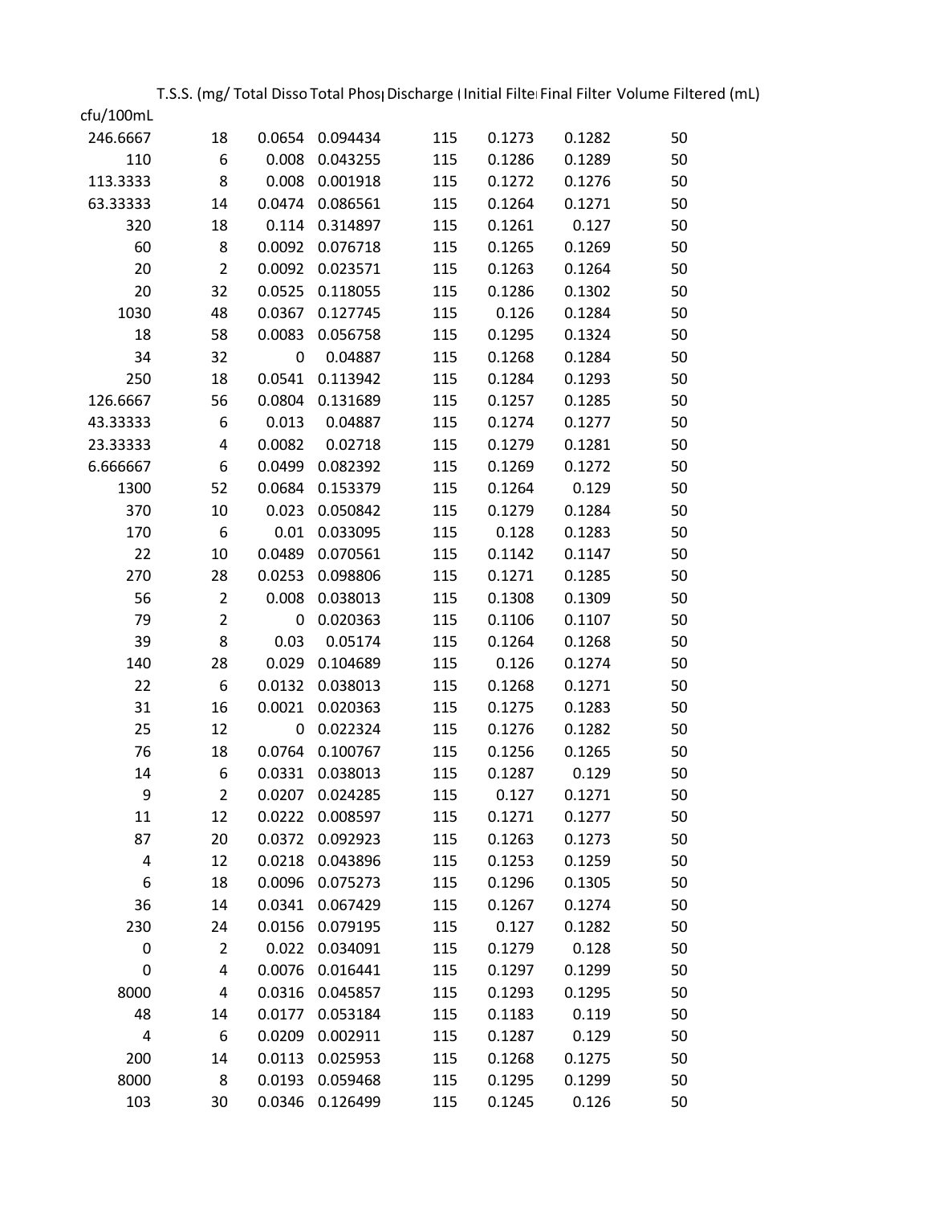| cfu/100mL | T.S.S. (mg/ | Total Disso | Total Phos | Discharge ( | Initial Filte | Final Filter | Volume Filtered (mL) |
|---|---|---|---|---|---|---|---|
| 246.6667 | 18 | 0.0654 | 0.094434 | 115 | 0.1273 | 0.1282 | 50 |
| 110 | 6 | 0.008 | 0.043255 | 115 | 0.1286 | 0.1289 | 50 |
| 113.3333 | 8 | 0.008 | 0.001918 | 115 | 0.1272 | 0.1276 | 50 |
| 63.33333 | 14 | 0.0474 | 0.086561 | 115 | 0.1264 | 0.1271 | 50 |
| 320 | 18 | 0.114 | 0.314897 | 115 | 0.1261 | 0.127 | 50 |
| 60 | 8 | 0.0092 | 0.076718 | 115 | 0.1265 | 0.1269 | 50 |
| 20 | 2 | 0.0092 | 0.023571 | 115 | 0.1263 | 0.1264 | 50 |
| 20 | 32 | 0.0525 | 0.118055 | 115 | 0.1286 | 0.1302 | 50 |
| 1030 | 48 | 0.0367 | 0.127745 | 115 | 0.126 | 0.1284 | 50 |
| 18 | 58 | 0.0083 | 0.056758 | 115 | 0.1295 | 0.1324 | 50 |
| 34 | 32 | 0 | 0.04887 | 115 | 0.1268 | 0.1284 | 50 |
| 250 | 18 | 0.0541 | 0.113942 | 115 | 0.1284 | 0.1293 | 50 |
| 126.6667 | 56 | 0.0804 | 0.131689 | 115 | 0.1257 | 0.1285 | 50 |
| 43.33333 | 6 | 0.013 | 0.04887 | 115 | 0.1274 | 0.1277 | 50 |
| 23.33333 | 4 | 0.0082 | 0.02718 | 115 | 0.1279 | 0.1281 | 50 |
| 6.666667 | 6 | 0.0499 | 0.082392 | 115 | 0.1269 | 0.1272 | 50 |
| 1300 | 52 | 0.0684 | 0.153379 | 115 | 0.1264 | 0.129 | 50 |
| 370 | 10 | 0.023 | 0.050842 | 115 | 0.1279 | 0.1284 | 50 |
| 170 | 6 | 0.01 | 0.033095 | 115 | 0.128 | 0.1283 | 50 |
| 22 | 10 | 0.0489 | 0.070561 | 115 | 0.1142 | 0.1147 | 50 |
| 270 | 28 | 0.0253 | 0.098806 | 115 | 0.1271 | 0.1285 | 50 |
| 56 | 2 | 0.008 | 0.038013 | 115 | 0.1308 | 0.1309 | 50 |
| 79 | 2 | 0 | 0.020363 | 115 | 0.1106 | 0.1107 | 50 |
| 39 | 8 | 0.03 | 0.05174 | 115 | 0.1264 | 0.1268 | 50 |
| 140 | 28 | 0.029 | 0.104689 | 115 | 0.126 | 0.1274 | 50 |
| 22 | 6 | 0.0132 | 0.038013 | 115 | 0.1268 | 0.1271 | 50 |
| 31 | 16 | 0.0021 | 0.020363 | 115 | 0.1275 | 0.1283 | 50 |
| 25 | 12 | 0 | 0.022324 | 115 | 0.1276 | 0.1282 | 50 |
| 76 | 18 | 0.0764 | 0.100767 | 115 | 0.1256 | 0.1265 | 50 |
| 14 | 6 | 0.0331 | 0.038013 | 115 | 0.1287 | 0.129 | 50 |
| 9 | 2 | 0.0207 | 0.024285 | 115 | 0.127 | 0.1271 | 50 |
| 11 | 12 | 0.0222 | 0.008597 | 115 | 0.1271 | 0.1277 | 50 |
| 87 | 20 | 0.0372 | 0.092923 | 115 | 0.1263 | 0.1273 | 50 |
| 4 | 12 | 0.0218 | 0.043896 | 115 | 0.1253 | 0.1259 | 50 |
| 6 | 18 | 0.0096 | 0.075273 | 115 | 0.1296 | 0.1305 | 50 |
| 36 | 14 | 0.0341 | 0.067429 | 115 | 0.1267 | 0.1274 | 50 |
| 230 | 24 | 0.0156 | 0.079195 | 115 | 0.127 | 0.1282 | 50 |
| 0 | 2 | 0.022 | 0.034091 | 115 | 0.1279 | 0.128 | 50 |
| 0 | 4 | 0.0076 | 0.016441 | 115 | 0.1297 | 0.1299 | 50 |
| 8000 | 4 | 0.0316 | 0.045857 | 115 | 0.1293 | 0.1295 | 50 |
| 48 | 14 | 0.0177 | 0.053184 | 115 | 0.1183 | 0.119 | 50 |
| 4 | 6 | 0.0209 | 0.002911 | 115 | 0.1287 | 0.129 | 50 |
| 200 | 14 | 0.0113 | 0.025953 | 115 | 0.1268 | 0.1275 | 50 |
| 8000 | 8 | 0.0193 | 0.059468 | 115 | 0.1295 | 0.1299 | 50 |
| 103 | 30 | 0.0346 | 0.126499 | 115 | 0.1245 | 0.126 | 50 |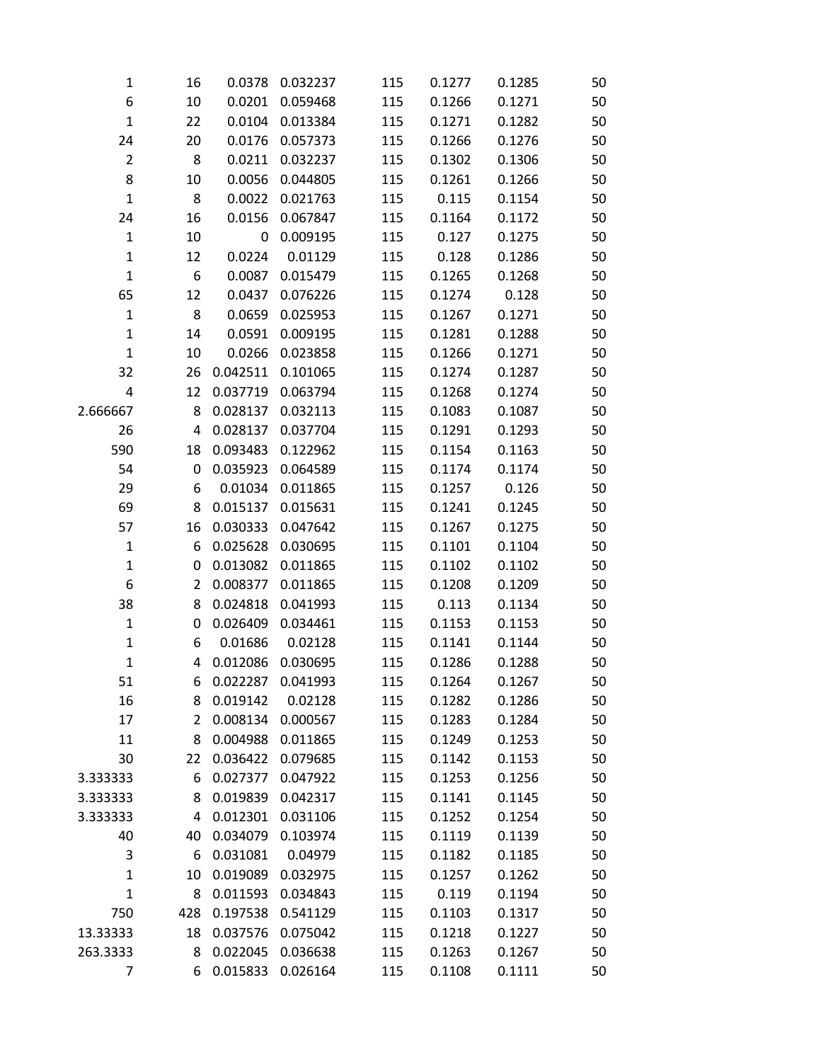| | | | | | | | |
|---|---|---|---|---|---|---|---|
| 1 | 16 | 0.0378 | 0.032237 | 115 | 0.1277 | 0.1285 | 50 |
| 6 | 10 | 0.0201 | 0.059468 | 115 | 0.1266 | 0.1271 | 50 |
| 1 | 22 | 0.0104 | 0.013384 | 115 | 0.1271 | 0.1282 | 50 |
| 24 | 20 | 0.0176 | 0.057373 | 115 | 0.1266 | 0.1276 | 50 |
| 2 | 8 | 0.0211 | 0.032237 | 115 | 0.1302 | 0.1306 | 50 |
| 8 | 10 | 0.0056 | 0.044805 | 115 | 0.1261 | 0.1266 | 50 |
| 1 | 8 | 0.0022 | 0.021763 | 115 | 0.115 | 0.1154 | 50 |
| 24 | 16 | 0.0156 | 0.067847 | 115 | 0.1164 | 0.1172 | 50 |
| 1 | 10 | 0 | 0.009195 | 115 | 0.127 | 0.1275 | 50 |
| 1 | 12 | 0.0224 | 0.01129 | 115 | 0.128 | 0.1286 | 50 |
| 1 | 6 | 0.0087 | 0.015479 | 115 | 0.1265 | 0.1268 | 50 |
| 65 | 12 | 0.0437 | 0.076226 | 115 | 0.1274 | 0.128 | 50 |
| 1 | 8 | 0.0659 | 0.025953 | 115 | 0.1267 | 0.1271 | 50 |
| 1 | 14 | 0.0591 | 0.009195 | 115 | 0.1281 | 0.1288 | 50 |
| 1 | 10 | 0.0266 | 0.023858 | 115 | 0.1266 | 0.1271 | 50 |
| 32 | 26 | 0.042511 | 0.101065 | 115 | 0.1274 | 0.1287 | 50 |
| 4 | 12 | 0.037719 | 0.063794 | 115 | 0.1268 | 0.1274 | 50 |
| 2.666667 | 8 | 0.028137 | 0.032113 | 115 | 0.1083 | 0.1087 | 50 |
| 26 | 4 | 0.028137 | 0.037704 | 115 | 0.1291 | 0.1293 | 50 |
| 590 | 18 | 0.093483 | 0.122962 | 115 | 0.1154 | 0.1163 | 50 |
| 54 | 0 | 0.035923 | 0.064589 | 115 | 0.1174 | 0.1174 | 50 |
| 29 | 6 | 0.01034 | 0.011865 | 115 | 0.1257 | 0.126 | 50 |
| 69 | 8 | 0.015137 | 0.015631 | 115 | 0.1241 | 0.1245 | 50 |
| 57 | 16 | 0.030333 | 0.047642 | 115 | 0.1267 | 0.1275 | 50 |
| 1 | 6 | 0.025628 | 0.030695 | 115 | 0.1101 | 0.1104 | 50 |
| 1 | 0 | 0.013082 | 0.011865 | 115 | 0.1102 | 0.1102 | 50 |
| 6 | 2 | 0.008377 | 0.011865 | 115 | 0.1208 | 0.1209 | 50 |
| 38 | 8 | 0.024818 | 0.041993 | 115 | 0.113 | 0.1134 | 50 |
| 1 | 0 | 0.026409 | 0.034461 | 115 | 0.1153 | 0.1153 | 50 |
| 1 | 6 | 0.01686 | 0.02128 | 115 | 0.1141 | 0.1144 | 50 |
| 1 | 4 | 0.012086 | 0.030695 | 115 | 0.1286 | 0.1288 | 50 |
| 51 | 6 | 0.022287 | 0.041993 | 115 | 0.1264 | 0.1267 | 50 |
| 16 | 8 | 0.019142 | 0.02128 | 115 | 0.1282 | 0.1286 | 50 |
| 17 | 2 | 0.008134 | 0.000567 | 115 | 0.1283 | 0.1284 | 50 |
| 11 | 8 | 0.004988 | 0.011865 | 115 | 0.1249 | 0.1253 | 50 |
| 30 | 22 | 0.036422 | 0.079685 | 115 | 0.1142 | 0.1153 | 50 |
| 3.333333 | 6 | 0.027377 | 0.047922 | 115 | 0.1253 | 0.1256 | 50 |
| 3.333333 | 8 | 0.019839 | 0.042317 | 115 | 0.1141 | 0.1145 | 50 |
| 3.333333 | 4 | 0.012301 | 0.031106 | 115 | 0.1252 | 0.1254 | 50 |
| 40 | 40 | 0.034079 | 0.103974 | 115 | 0.1119 | 0.1139 | 50 |
| 3 | 6 | 0.031081 | 0.04979 | 115 | 0.1182 | 0.1185 | 50 |
| 1 | 10 | 0.019089 | 0.032975 | 115 | 0.1257 | 0.1262 | 50 |
| 1 | 8 | 0.011593 | 0.034843 | 115 | 0.119 | 0.1194 | 50 |
| 750 | 428 | 0.197538 | 0.541129 | 115 | 0.1103 | 0.1317 | 50 |
| 13.33333 | 18 | 0.037576 | 0.075042 | 115 | 0.1218 | 0.1227 | 50 |
| 263.3333 | 8 | 0.022045 | 0.036638 | 115 | 0.1263 | 0.1267 | 50 |
| 7 | 6 | 0.015833 | 0.026164 | 115 | 0.1108 | 0.1111 | 50 |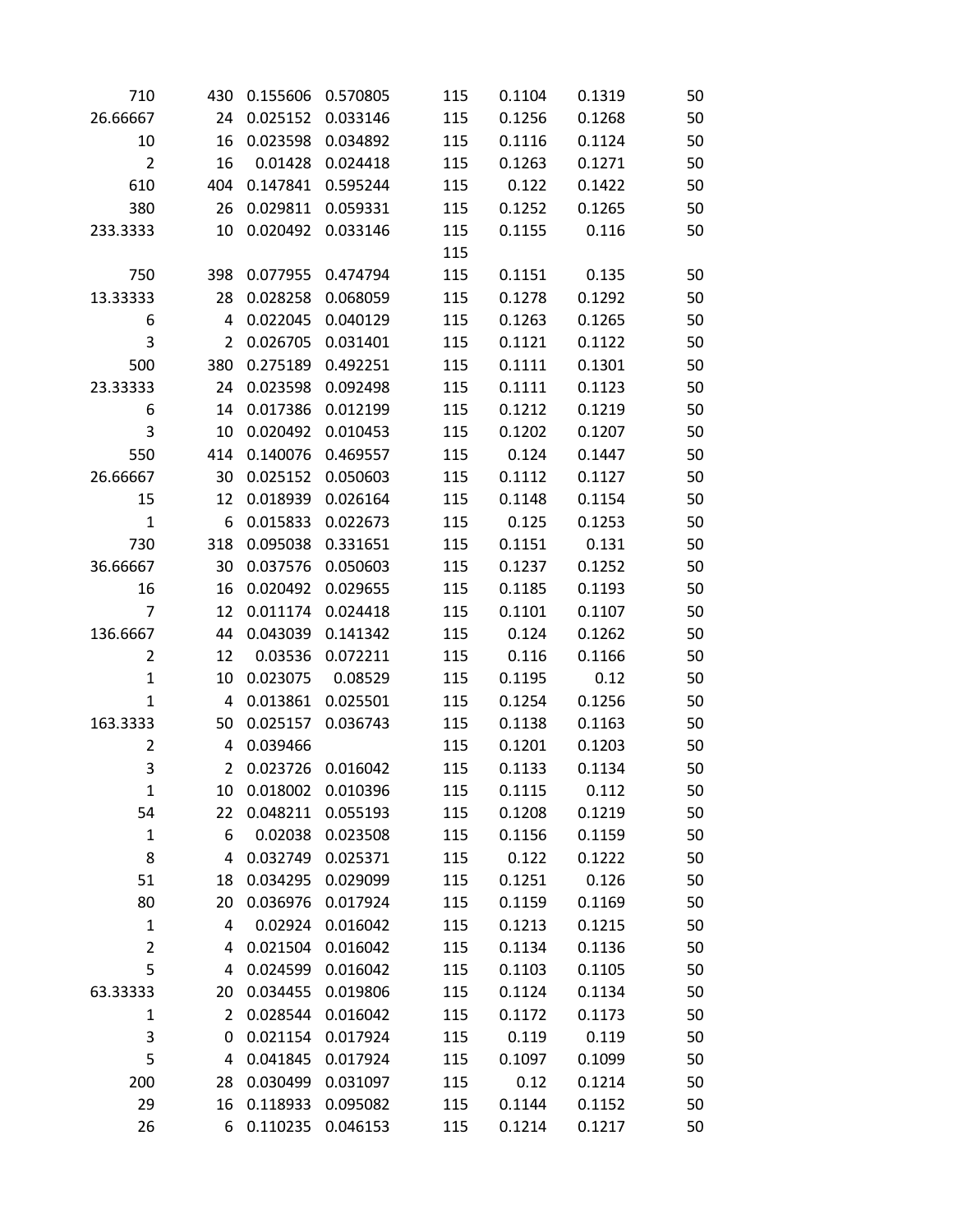| | | | | | | | |
|---|---|---|---|---|---|---|---|
| 710 | 430 | 0.155606 | 0.570805 | 115 | 0.1104 | 0.1319 | 50 |
| 26.66667 | 24 | 0.025152 | 0.033146 | 115 | 0.1256 | 0.1268 | 50 |
| 10 | 16 | 0.023598 | 0.034892 | 115 | 0.1116 | 0.1124 | 50 |
| 2 | 16 | 0.01428 | 0.024418 | 115 | 0.1263 | 0.1271 | 50 |
| 610 | 404 | 0.147841 | 0.595244 | 115 | 0.122 | 0.1422 | 50 |
| 380 | 26 | 0.029811 | 0.059331 | 115 | 0.1252 | 0.1265 | 50 |
| 233.3333 | 10 | 0.020492 | 0.033146 | 115 | 0.1155 | 0.116 | 50 |
| | | | | 115 | | | |
| 750 | 398 | 0.077955 | 0.474794 | 115 | 0.1151 | 0.135 | 50 |
| 13.33333 | 28 | 0.028258 | 0.068059 | 115 | 0.1278 | 0.1292 | 50 |
| 6 | 4 | 0.022045 | 0.040129 | 115 | 0.1263 | 0.1265 | 50 |
| 3 | 2 | 0.026705 | 0.031401 | 115 | 0.1121 | 0.1122 | 50 |
| 500 | 380 | 0.275189 | 0.492251 | 115 | 0.1111 | 0.1301 | 50 |
| 23.33333 | 24 | 0.023598 | 0.092498 | 115 | 0.1111 | 0.1123 | 50 |
| 6 | 14 | 0.017386 | 0.012199 | 115 | 0.1212 | 0.1219 | 50 |
| 3 | 10 | 0.020492 | 0.010453 | 115 | 0.1202 | 0.1207 | 50 |
| 550 | 414 | 0.140076 | 0.469557 | 115 | 0.124 | 0.1447 | 50 |
| 26.66667 | 30 | 0.025152 | 0.050603 | 115 | 0.1112 | 0.1127 | 50 |
| 15 | 12 | 0.018939 | 0.026164 | 115 | 0.1148 | 0.1154 | 50 |
| 1 | 6 | 0.015833 | 0.022673 | 115 | 0.125 | 0.1253 | 50 |
| 730 | 318 | 0.095038 | 0.331651 | 115 | 0.1151 | 0.131 | 50 |
| 36.66667 | 30 | 0.037576 | 0.050603 | 115 | 0.1237 | 0.1252 | 50 |
| 16 | 16 | 0.020492 | 0.029655 | 115 | 0.1185 | 0.1193 | 50 |
| 7 | 12 | 0.011174 | 0.024418 | 115 | 0.1101 | 0.1107 | 50 |
| 136.6667 | 44 | 0.043039 | 0.141342 | 115 | 0.124 | 0.1262 | 50 |
| 2 | 12 | 0.03536 | 0.072211 | 115 | 0.116 | 0.1166 | 50 |
| 1 | 10 | 0.023075 | 0.08529 | 115 | 0.1195 | 0.12 | 50 |
| 1 | 4 | 0.013861 | 0.025501 | 115 | 0.1254 | 0.1256 | 50 |
| 163.3333 | 50 | 0.025157 | 0.036743 | 115 | 0.1138 | 0.1163 | 50 |
| 2 | 4 | 0.039466 | | 115 | 0.1201 | 0.1203 | 50 |
| 3 | 2 | 0.023726 | 0.016042 | 115 | 0.1133 | 0.1134 | 50 |
| 1 | 10 | 0.018002 | 0.010396 | 115 | 0.1115 | 0.112 | 50 |
| 54 | 22 | 0.048211 | 0.055193 | 115 | 0.1208 | 0.1219 | 50 |
| 1 | 6 | 0.02038 | 0.023508 | 115 | 0.1156 | 0.1159 | 50 |
| 8 | 4 | 0.032749 | 0.025371 | 115 | 0.122 | 0.1222 | 50 |
| 51 | 18 | 0.034295 | 0.029099 | 115 | 0.1251 | 0.126 | 50 |
| 80 | 20 | 0.036976 | 0.017924 | 115 | 0.1159 | 0.1169 | 50 |
| 1 | 4 | 0.02924 | 0.016042 | 115 | 0.1213 | 0.1215 | 50 |
| 2 | 4 | 0.021504 | 0.016042 | 115 | 0.1134 | 0.1136 | 50 |
| 5 | 4 | 0.024599 | 0.016042 | 115 | 0.1103 | 0.1105 | 50 |
| 63.33333 | 20 | 0.034455 | 0.019806 | 115 | 0.1124 | 0.1134 | 50 |
| 1 | 2 | 0.028544 | 0.016042 | 115 | 0.1172 | 0.1173 | 50 |
| 3 | 0 | 0.021154 | 0.017924 | 115 | 0.119 | 0.119 | 50 |
| 5 | 4 | 0.041845 | 0.017924 | 115 | 0.1097 | 0.1099 | 50 |
| 200 | 28 | 0.030499 | 0.031097 | 115 | 0.12 | 0.1214 | 50 |
| 29 | 16 | 0.118933 | 0.095082 | 115 | 0.1144 | 0.1152 | 50 |
| 26 | 6 | 0.110235 | 0.046153 | 115 | 0.1214 | 0.1217 | 50 |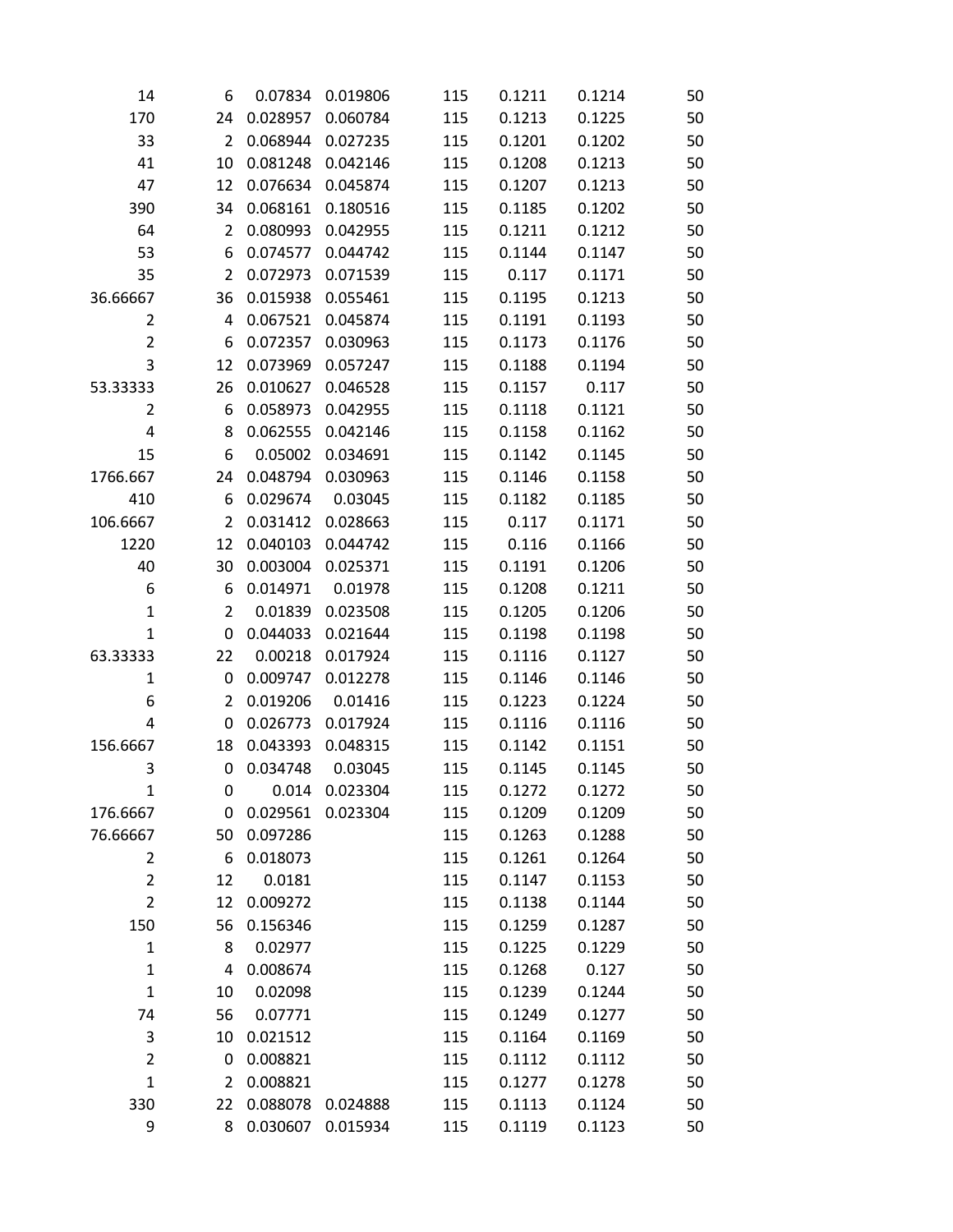|  |  |  |  |  |  |  |  |
|---|---|---|---|---|---|---|---|
| 14 | 6 | 0.07834 | 0.019806 | 115 | 0.1211 | 0.1214 | 50 |
| 170 | 24 | 0.028957 | 0.060784 | 115 | 0.1213 | 0.1225 | 50 |
| 33 | 2 | 0.068944 | 0.027235 | 115 | 0.1201 | 0.1202 | 50 |
| 41 | 10 | 0.081248 | 0.042146 | 115 | 0.1208 | 0.1213 | 50 |
| 47 | 12 | 0.076634 | 0.045874 | 115 | 0.1207 | 0.1213 | 50 |
| 390 | 34 | 0.068161 | 0.180516 | 115 | 0.1185 | 0.1202 | 50 |
| 64 | 2 | 0.080993 | 0.042955 | 115 | 0.1211 | 0.1212 | 50 |
| 53 | 6 | 0.074577 | 0.044742 | 115 | 0.1144 | 0.1147 | 50 |
| 35 | 2 | 0.072973 | 0.071539 | 115 | 0.117 | 0.1171 | 50 |
| 36.66667 | 36 | 0.015938 | 0.055461 | 115 | 0.1195 | 0.1213 | 50 |
| 2 | 4 | 0.067521 | 0.045874 | 115 | 0.1191 | 0.1193 | 50 |
| 2 | 6 | 0.072357 | 0.030963 | 115 | 0.1173 | 0.1176 | 50 |
| 3 | 12 | 0.073969 | 0.057247 | 115 | 0.1188 | 0.1194 | 50 |
| 53.33333 | 26 | 0.010627 | 0.046528 | 115 | 0.1157 | 0.117 | 50 |
| 2 | 6 | 0.058973 | 0.042955 | 115 | 0.1118 | 0.1121 | 50 |
| 4 | 8 | 0.062555 | 0.042146 | 115 | 0.1158 | 0.1162 | 50 |
| 15 | 6 | 0.05002 | 0.034691 | 115 | 0.1142 | 0.1145 | 50 |
| 1766.667 | 24 | 0.048794 | 0.030963 | 115 | 0.1146 | 0.1158 | 50 |
| 410 | 6 | 0.029674 | 0.03045 | 115 | 0.1182 | 0.1185 | 50 |
| 106.6667 | 2 | 0.031412 | 0.028663 | 115 | 0.117 | 0.1171 | 50 |
| 1220 | 12 | 0.040103 | 0.044742 | 115 | 0.116 | 0.1166 | 50 |
| 40 | 30 | 0.003004 | 0.025371 | 115 | 0.1191 | 0.1206 | 50 |
| 6 | 6 | 0.014971 | 0.01978 | 115 | 0.1208 | 0.1211 | 50 |
| 1 | 2 | 0.01839 | 0.023508 | 115 | 0.1205 | 0.1206 | 50 |
| 1 | 0 | 0.044033 | 0.021644 | 115 | 0.1198 | 0.1198 | 50 |
| 63.33333 | 22 | 0.00218 | 0.017924 | 115 | 0.1116 | 0.1127 | 50 |
| 1 | 0 | 0.009747 | 0.012278 | 115 | 0.1146 | 0.1146 | 50 |
| 6 | 2 | 0.019206 | 0.01416 | 115 | 0.1223 | 0.1224 | 50 |
| 4 | 0 | 0.026773 | 0.017924 | 115 | 0.1116 | 0.1116 | 50 |
| 156.6667 | 18 | 0.043393 | 0.048315 | 115 | 0.1142 | 0.1151 | 50 |
| 3 | 0 | 0.034748 | 0.03045 | 115 | 0.1145 | 0.1145 | 50 |
| 1 | 0 | 0.014 | 0.023304 | 115 | 0.1272 | 0.1272 | 50 |
| 176.6667 | 0 | 0.029561 | 0.023304 | 115 | 0.1209 | 0.1209 | 50 |
| 76.66667 | 50 | 0.097286 |  | 115 | 0.1263 | 0.1288 | 50 |
| 2 | 6 | 0.018073 |  | 115 | 0.1261 | 0.1264 | 50 |
| 2 | 12 | 0.0181 |  | 115 | 0.1147 | 0.1153 | 50 |
| 2 | 12 | 0.009272 |  | 115 | 0.1138 | 0.1144 | 50 |
| 150 | 56 | 0.156346 |  | 115 | 0.1259 | 0.1287 | 50 |
| 1 | 8 | 0.02977 |  | 115 | 0.1225 | 0.1229 | 50 |
| 1 | 4 | 0.008674 |  | 115 | 0.1268 | 0.127 | 50 |
| 1 | 10 | 0.02098 |  | 115 | 0.1239 | 0.1244 | 50 |
| 74 | 56 | 0.07771 |  | 115 | 0.1249 | 0.1277 | 50 |
| 3 | 10 | 0.021512 |  | 115 | 0.1164 | 0.1169 | 50 |
| 2 | 0 | 0.008821 |  | 115 | 0.1112 | 0.1112 | 50 |
| 1 | 2 | 0.008821 |  | 115 | 0.1277 | 0.1278 | 50 |
| 330 | 22 | 0.088078 | 0.024888 | 115 | 0.1113 | 0.1124 | 50 |
| 9 | 8 | 0.030607 | 0.015934 | 115 | 0.1119 | 0.1123 | 50 |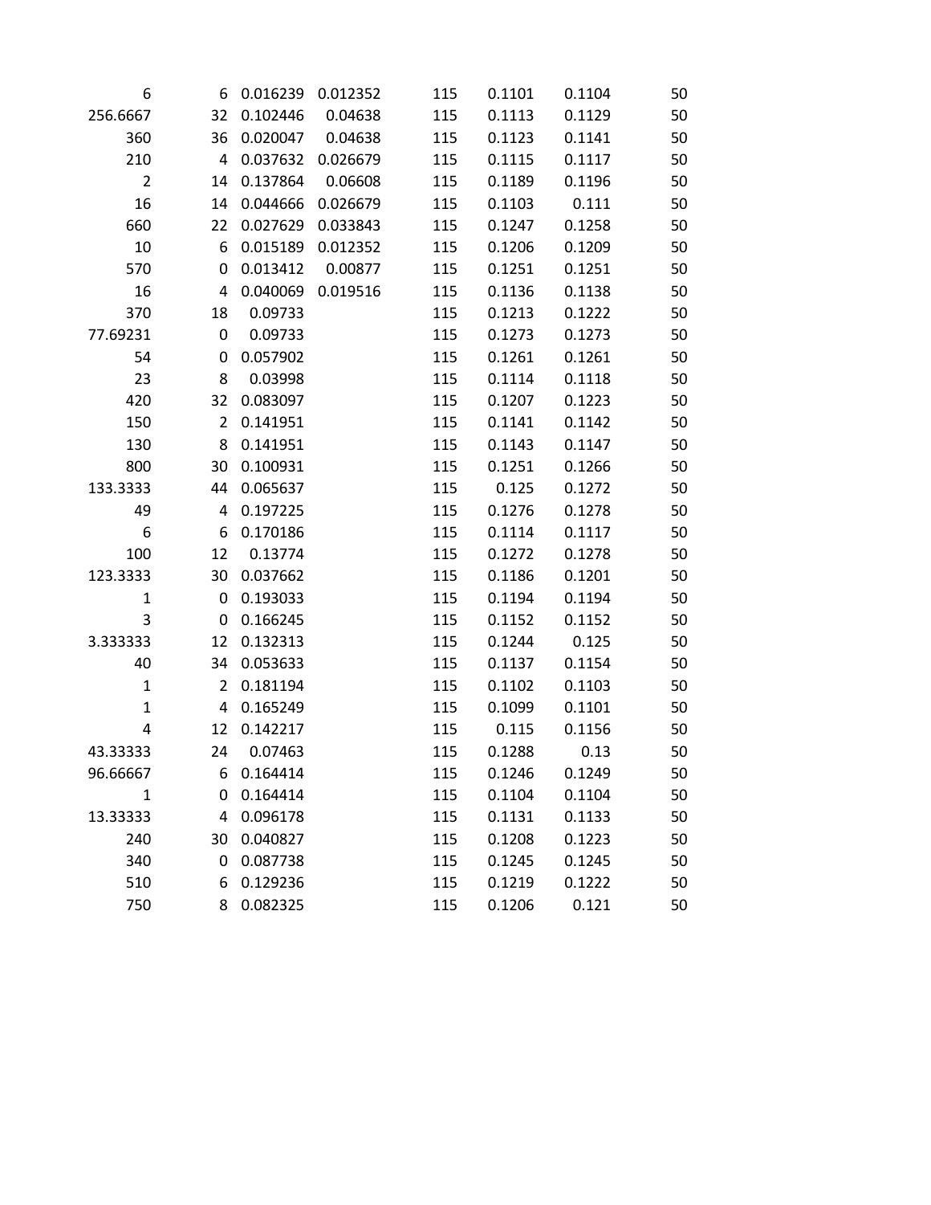| | | | | | | | |
|---|---|---|---|---|---|---|---|
| 6 | 6 | 0.016239 | 0.012352 | 115 | 0.1101 | 0.1104 | 50 |
| 256.6667 | 32 | 0.102446 | 0.04638 | 115 | 0.1113 | 0.1129 | 50 |
| 360 | 36 | 0.020047 | 0.04638 | 115 | 0.1123 | 0.1141 | 50 |
| 210 | 4 | 0.037632 | 0.026679 | 115 | 0.1115 | 0.1117 | 50 |
| 2 | 14 | 0.137864 | 0.06608 | 115 | 0.1189 | 0.1196 | 50 |
| 16 | 14 | 0.044666 | 0.026679 | 115 | 0.1103 | 0.111 | 50 |
| 660 | 22 | 0.027629 | 0.033843 | 115 | 0.1247 | 0.1258 | 50 |
| 10 | 6 | 0.015189 | 0.012352 | 115 | 0.1206 | 0.1209 | 50 |
| 570 | 0 | 0.013412 | 0.00877 | 115 | 0.1251 | 0.1251 | 50 |
| 16 | 4 | 0.040069 | 0.019516 | 115 | 0.1136 | 0.1138 | 50 |
| 370 | 18 | 0.09733 | | 115 | 0.1213 | 0.1222 | 50 |
| 77.69231 | 0 | 0.09733 | | 115 | 0.1273 | 0.1273 | 50 |
| 54 | 0 | 0.057902 | | 115 | 0.1261 | 0.1261 | 50 |
| 23 | 8 | 0.03998 | | 115 | 0.1114 | 0.1118 | 50 |
| 420 | 32 | 0.083097 | | 115 | 0.1207 | 0.1223 | 50 |
| 150 | 2 | 0.141951 | | 115 | 0.1141 | 0.1142 | 50 |
| 130 | 8 | 0.141951 | | 115 | 0.1143 | 0.1147 | 50 |
| 800 | 30 | 0.100931 | | 115 | 0.1251 | 0.1266 | 50 |
| 133.3333 | 44 | 0.065637 | | 115 | 0.125 | 0.1272 | 50 |
| 49 | 4 | 0.197225 | | 115 | 0.1276 | 0.1278 | 50 |
| 6 | 6 | 0.170186 | | 115 | 0.1114 | 0.1117 | 50 |
| 100 | 12 | 0.13774 | | 115 | 0.1272 | 0.1278 | 50 |
| 123.3333 | 30 | 0.037662 | | 115 | 0.1186 | 0.1201 | 50 |
| 1 | 0 | 0.193033 | | 115 | 0.1194 | 0.1194 | 50 |
| 3 | 0 | 0.166245 | | 115 | 0.1152 | 0.1152 | 50 |
| 3.333333 | 12 | 0.132313 | | 115 | 0.1244 | 0.125 | 50 |
| 40 | 34 | 0.053633 | | 115 | 0.1137 | 0.1154 | 50 |
| 1 | 2 | 0.181194 | | 115 | 0.1102 | 0.1103 | 50 |
| 1 | 4 | 0.165249 | | 115 | 0.1099 | 0.1101 | 50 |
| 4 | 12 | 0.142217 | | 115 | 0.115 | 0.1156 | 50 |
| 43.33333 | 24 | 0.07463 | | 115 | 0.1288 | 0.13 | 50 |
| 96.66667 | 6 | 0.164414 | | 115 | 0.1246 | 0.1249 | 50 |
| 1 | 0 | 0.164414 | | 115 | 0.1104 | 0.1104 | 50 |
| 13.33333 | 4 | 0.096178 | | 115 | 0.1131 | 0.1133 | 50 |
| 240 | 30 | 0.040827 | | 115 | 0.1208 | 0.1223 | 50 |
| 340 | 0 | 0.087738 | | 115 | 0.1245 | 0.1245 | 50 |
| 510 | 6 | 0.129236 | | 115 | 0.1219 | 0.1222 | 50 |
| 750 | 8 | 0.082325 | | 115 | 0.1206 | 0.121 | 50 |